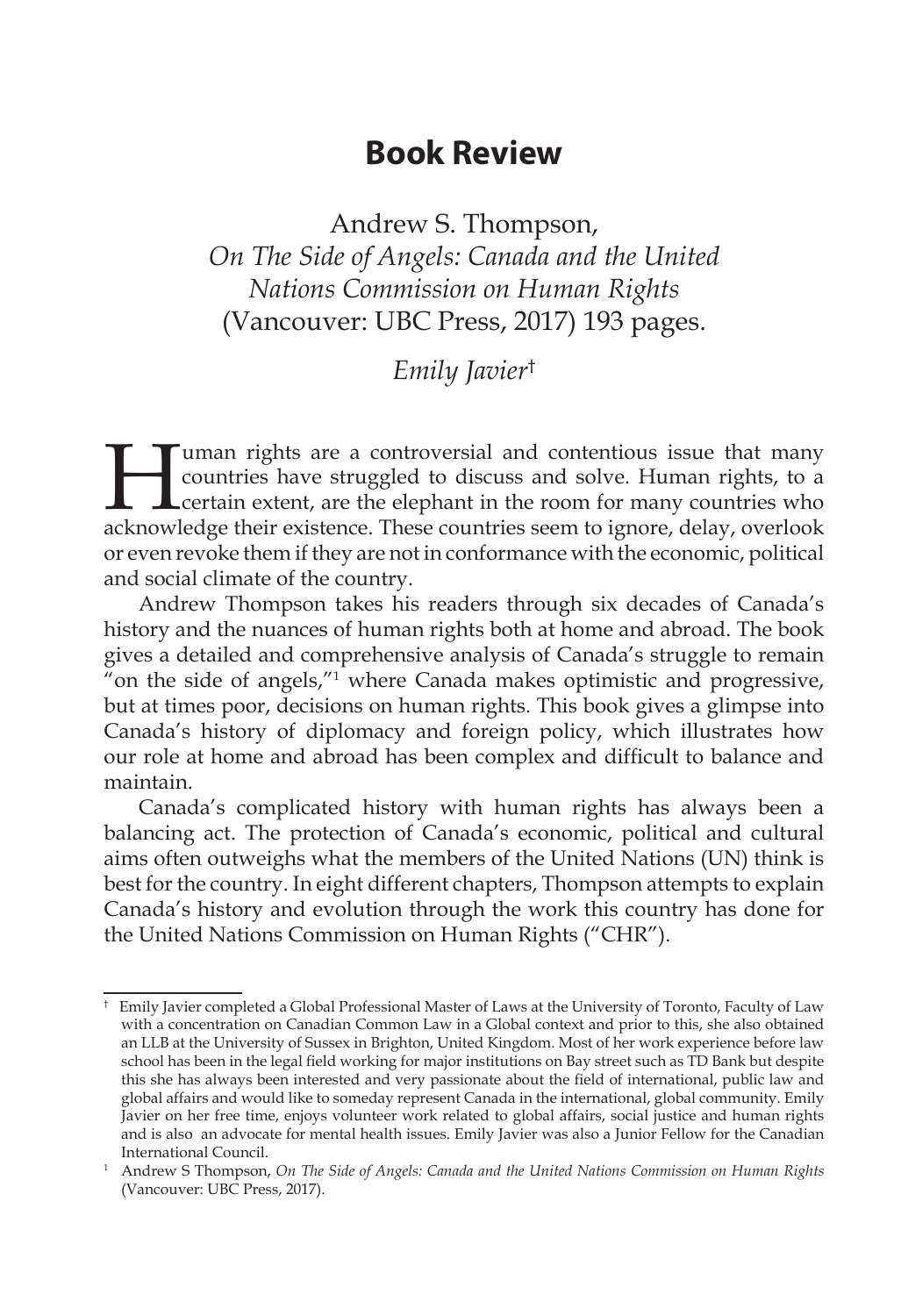# Book Review

Andrew S. Thompson,
*On The Side of Angels: Canada and the United Nations Commission on Human Rights*
(Vancouver: UBC Press, 2017) 193 pages.

*Emily Javier*[†]

Human rights are a controversial and contentious issue that many countries have struggled to discuss and solve. Human rights, to a certain extent, are the elephant in the room for many countries who acknowledge their existence. These countries seem to ignore, delay, overlook or even revoke them if they are not in conformance with the economic, political and social climate of the country.

Andrew Thompson takes his readers through six decades of Canada's history and the nuances of human rights both at home and abroad. The book gives a detailed and comprehensive analysis of Canada's struggle to remain "on the side of angels,"[1] where Canada makes optimistic and progressive, but at times poor, decisions on human rights. This book gives a glimpse into Canada's history of diplomacy and foreign policy, which illustrates how our role at home and abroad has been complex and difficult to balance and maintain.

Canada's complicated history with human rights has always been a balancing act. The protection of Canada's economic, political and cultural aims often outweighs what the members of the United Nations (UN) think is best for the country. In eight different chapters, Thompson attempts to explain Canada's history and evolution through the work this country has done for the United Nations Commission on Human Rights ("CHR").

---

[†] Emily Javier completed a Global Professional Master of Laws at the University of Toronto, Faculty of Law with a concentration on Canadian Common Law in a Global context and prior to this, she also obtained an LLB at the University of Sussex in Brighton, United Kingdom. Most of her work experience before law school has been in the legal field working for major institutions on Bay street such as TD Bank but despite this she has always been interested and very passionate about the field of international, public law and global affairs and would like to someday represent Canada in the international, global community. Emily Javier on her free time, enjoys volunteer work related to global affairs, social justice and human rights and is also an advocate for mental health issues. Emily Javier was also a Junior Fellow for the Canadian International Council.

[1] Andrew S Thompson, *On The Side of Angels: Canada and the United Nations Commission on Human Rights* (Vancouver: UBC Press, 2017).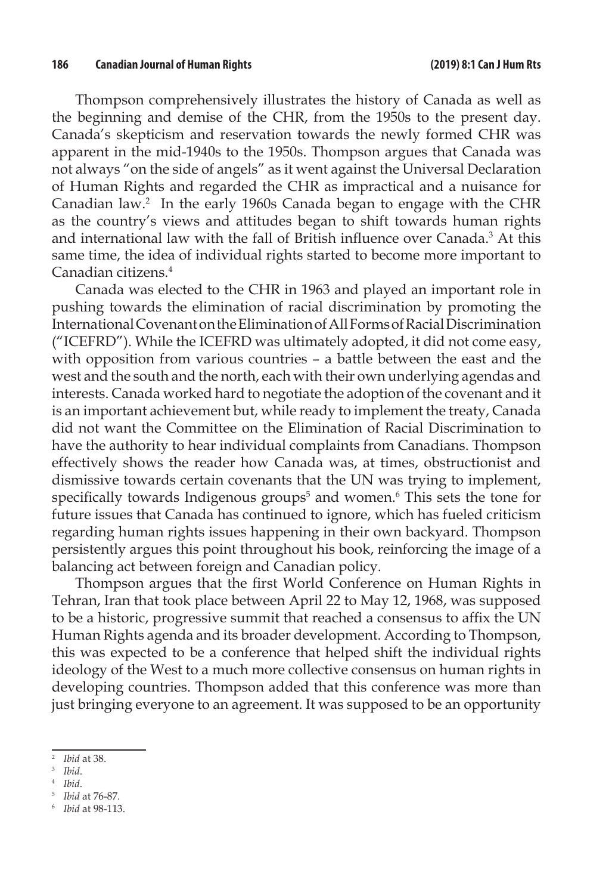Thompson comprehensively illustrates the history of Canada as well as the beginning and demise of the CHR, from the 1950s to the present day. Canada's skepticism and reservation towards the newly formed CHR was apparent in the mid-1940s to the 1950s. Thompson argues that Canada was not always "on the side of angels" as it went against the Universal Declaration of Human Rights and regarded the CHR as impractical and a nuisance for Canadian law.[2] In the early 1960s Canada began to engage with the CHR as the country's views and attitudes began to shift towards human rights and international law with the fall of British influence over Canada.[3] At this same time, the idea of individual rights started to become more important to Canadian citizens.[4]

Canada was elected to the CHR in 1963 and played an important role in pushing towards the elimination of racial discrimination by promoting the International Covenant on the Elimination of All Forms of Racial Discrimination ("ICEFRD"). While the ICEFRD was ultimately adopted, it did not come easy, with opposition from various countries – a battle between the east and the west and the south and the north, each with their own underlying agendas and interests. Canada worked hard to negotiate the adoption of the covenant and it is an important achievement but, while ready to implement the treaty, Canada did not want the Committee on the Elimination of Racial Discrimination to have the authority to hear individual complaints from Canadians. Thompson effectively shows the reader how Canada was, at times, obstructionist and dismissive towards certain covenants that the UN was trying to implement, specifically towards Indigenous groups[5] and women.[6] This sets the tone for future issues that Canada has continued to ignore, which has fueled criticism regarding human rights issues happening in their own backyard. Thompson persistently argues this point throughout his book, reinforcing the image of a balancing act between foreign and Canadian policy.

Thompson argues that the first World Conference on Human Rights in Tehran, Iran that took place between April 22 to May 12, 1968, was supposed to be a historic, progressive summit that reached a consensus to affix the UN Human Rights agenda and its broader development. According to Thompson, this was expected to be a conference that helped shift the individual rights ideology of the West to a much more collective consensus on human rights in developing countries. Thompson added that this conference was more than just bringing everyone to an agreement. It was supposed to be an opportunity

---

[2] *Ibid* at 38.

[3] *Ibid*.

[4] *Ibid*.

[5] *Ibid* at 76-87.

[6] *Ibid* at 98-113.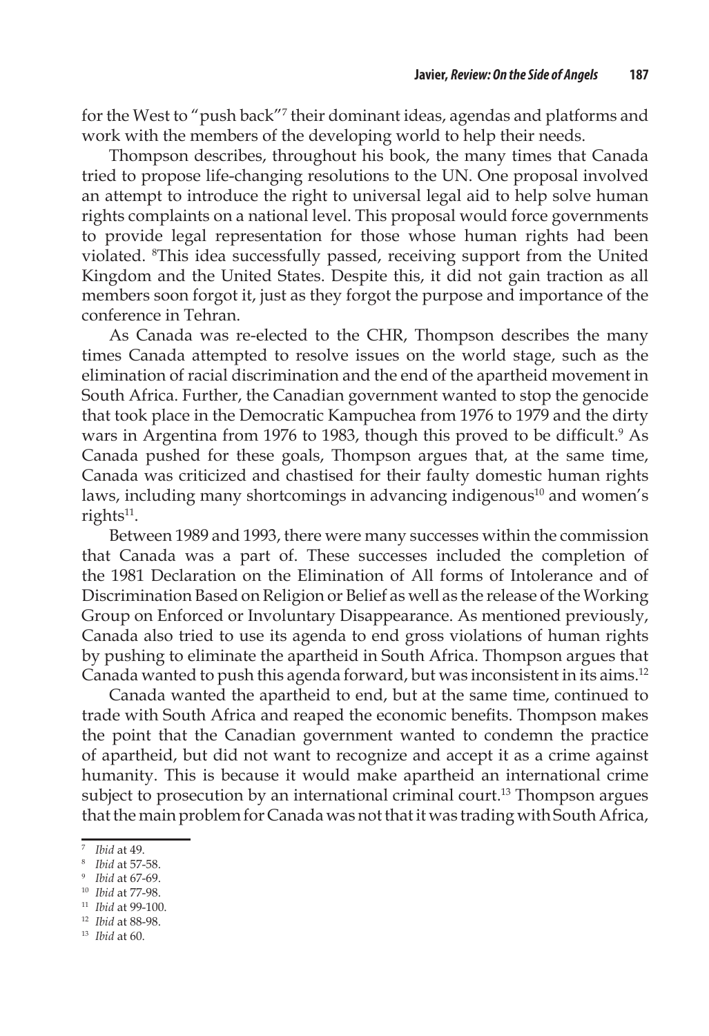for the West to "push back"[7] their dominant ideas, agendas and platforms and work with the members of the developing world to help their needs.

Thompson describes, throughout his book, the many times that Canada tried to propose life-changing resolutions to the UN. One proposal involved an attempt to introduce the right to universal legal aid to help solve human rights complaints on a national level. This proposal would force governments to provide legal representation for those whose human rights had been violated. [8]This idea successfully passed, receiving support from the United Kingdom and the United States. Despite this, it did not gain traction as all members soon forgot it, just as they forgot the purpose and importance of the conference in Tehran.

As Canada was re-elected to the CHR, Thompson describes the many times Canada attempted to resolve issues on the world stage, such as the elimination of racial discrimination and the end of the apartheid movement in South Africa. Further, the Canadian government wanted to stop the genocide that took place in the Democratic Kampuchea from 1976 to 1979 and the dirty wars in Argentina from 1976 to 1983, though this proved to be difficult.[9] As Canada pushed for these goals, Thompson argues that, at the same time, Canada was criticized and chastised for their faulty domestic human rights laws, including many shortcomings in advancing indigenous[10] and women's rights[11].

Between 1989 and 1993, there were many successes within the commission that Canada was a part of. These successes included the completion of the 1981 Declaration on the Elimination of All forms of Intolerance and of Discrimination Based on Religion or Belief as well as the release of the Working Group on Enforced or Involuntary Disappearance. As mentioned previously, Canada also tried to use its agenda to end gross violations of human rights by pushing to eliminate the apartheid in South Africa. Thompson argues that Canada wanted to push this agenda forward, but was inconsistent in its aims.[12]

Canada wanted the apartheid to end, but at the same time, continued to trade with South Africa and reaped the economic benefits. Thompson makes the point that the Canadian government wanted to condemn the practice of apartheid, but did not want to recognize and accept it as a crime against humanity. This is because it would make apartheid an international crime subject to prosecution by an international criminal court.[13] Thompson argues that the main problem for Canada was not that it was trading with South Africa,

---

[7] *Ibid* at 49.

[8] *Ibid* at 57-58.

[9] *Ibid* at 67-69.

[10] *Ibid* at 77-98.

[11] *Ibid* at 99-100.

[12] *Ibid* at 88-98.

[13] *Ibid* at 60.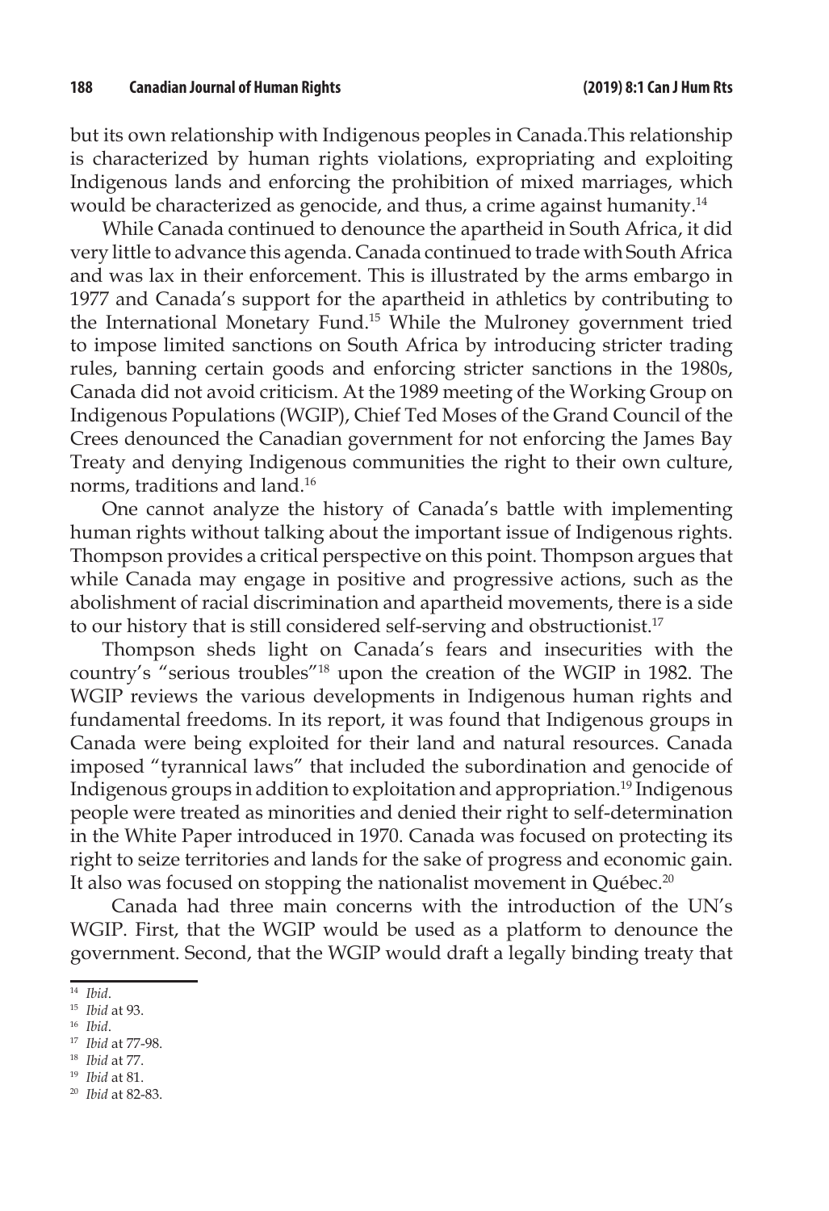but its own relationship with Indigenous peoples in Canada.This relationship is characterized by human rights violations, expropriating and exploiting Indigenous lands and enforcing the prohibition of mixed marriages, which would be characterized as genocide, and thus, a crime against humanity.[14]

While Canada continued to denounce the apartheid in South Africa, it did very little to advance this agenda. Canada continued to trade with South Africa and was lax in their enforcement. This is illustrated by the arms embargo in 1977 and Canada's support for the apartheid in athletics by contributing to the International Monetary Fund.[15] While the Mulroney government tried to impose limited sanctions on South Africa by introducing stricter trading rules, banning certain goods and enforcing stricter sanctions in the 1980s, Canada did not avoid criticism. At the 1989 meeting of the Working Group on Indigenous Populations (WGIP), Chief Ted Moses of the Grand Council of the Crees denounced the Canadian government for not enforcing the James Bay Treaty and denying Indigenous communities the right to their own culture, norms, traditions and land.[16]

One cannot analyze the history of Canada's battle with implementing human rights without talking about the important issue of Indigenous rights. Thompson provides a critical perspective on this point. Thompson argues that while Canada may engage in positive and progressive actions, such as the abolishment of racial discrimination and apartheid movements, there is a side to our history that is still considered self-serving and obstructionist.[17]

Thompson sheds light on Canada's fears and insecurities with the country's "serious troubles"[18] upon the creation of the WGIP in 1982. The WGIP reviews the various developments in Indigenous human rights and fundamental freedoms. In its report, it was found that Indigenous groups in Canada were being exploited for their land and natural resources. Canada imposed "tyrannical laws" that included the subordination and genocide of Indigenous groups in addition to exploitation and appropriation.[19] Indigenous people were treated as minorities and denied their right to self-determination in the White Paper introduced in 1970. Canada was focused on protecting its right to seize territories and lands for the sake of progress and economic gain. It also was focused on stopping the nationalist movement in Québec.[20]

Canada had three main concerns with the introduction of the UN's WGIP. First, that the WGIP would be used as a platform to denounce the government. Second, that the WGIP would draft a legally binding treaty that

---

[14] *Ibid*.

[15] *Ibid* at 93.

[16] *Ibid*.

[17] *Ibid* at 77-98.

[18] *Ibid* at 77.

[19] *Ibid* at 81.

[20] *Ibid* at 82-83.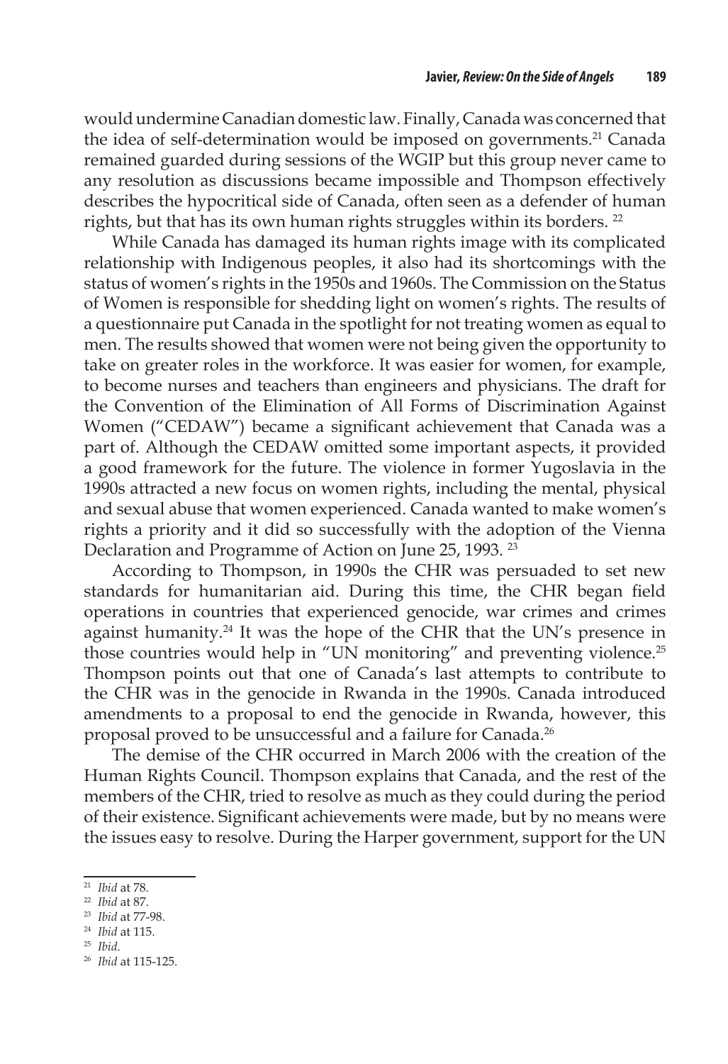would undermine Canadian domestic law. Finally, Canada was concerned that the idea of self-determination would be imposed on governments.[21] Canada remained guarded during sessions of the WGIP but this group never came to any resolution as discussions became impossible and Thompson effectively describes the hypocritical side of Canada, often seen as a defender of human rights, but that has its own human rights struggles within its borders. [22]

While Canada has damaged its human rights image with its complicated relationship with Indigenous peoples, it also had its shortcomings with the status of women's rights in the 1950s and 1960s. The Commission on the Status of Women is responsible for shedding light on women's rights. The results of a questionnaire put Canada in the spotlight for not treating women as equal to men. The results showed that women were not being given the opportunity to take on greater roles in the workforce. It was easier for women, for example, to become nurses and teachers than engineers and physicians. The draft for the Convention of the Elimination of All Forms of Discrimination Against Women ("CEDAW") became a significant achievement that Canada was a part of. Although the CEDAW omitted some important aspects, it provided a good framework for the future. The violence in former Yugoslavia in the 1990s attracted a new focus on women rights, including the mental, physical and sexual abuse that women experienced. Canada wanted to make women's rights a priority and it did so successfully with the adoption of the Vienna Declaration and Programme of Action on June 25, 1993. [23]

According to Thompson, in 1990s the CHR was persuaded to set new standards for humanitarian aid. During this time, the CHR began field operations in countries that experienced genocide, war crimes and crimes against humanity.[24] It was the hope of the CHR that the UN's presence in those countries would help in "UN monitoring" and preventing violence.[25] Thompson points out that one of Canada's last attempts to contribute to the CHR was in the genocide in Rwanda in the 1990s. Canada introduced amendments to a proposal to end the genocide in Rwanda, however, this proposal proved to be unsuccessful and a failure for Canada.[26]

The demise of the CHR occurred in March 2006 with the creation of the Human Rights Council. Thompson explains that Canada, and the rest of the members of the CHR, tried to resolve as much as they could during the period of their existence. Significant achievements were made, but by no means were the issues easy to resolve. During the Harper government, support for the UN

---

[21] *Ibid* at 78.

[22] *Ibid* at 87.

[23] *Ibid* at 77-98.

[24] *Ibid* at 115.

[25] *Ibid*.

[26] *Ibid* at 115-125.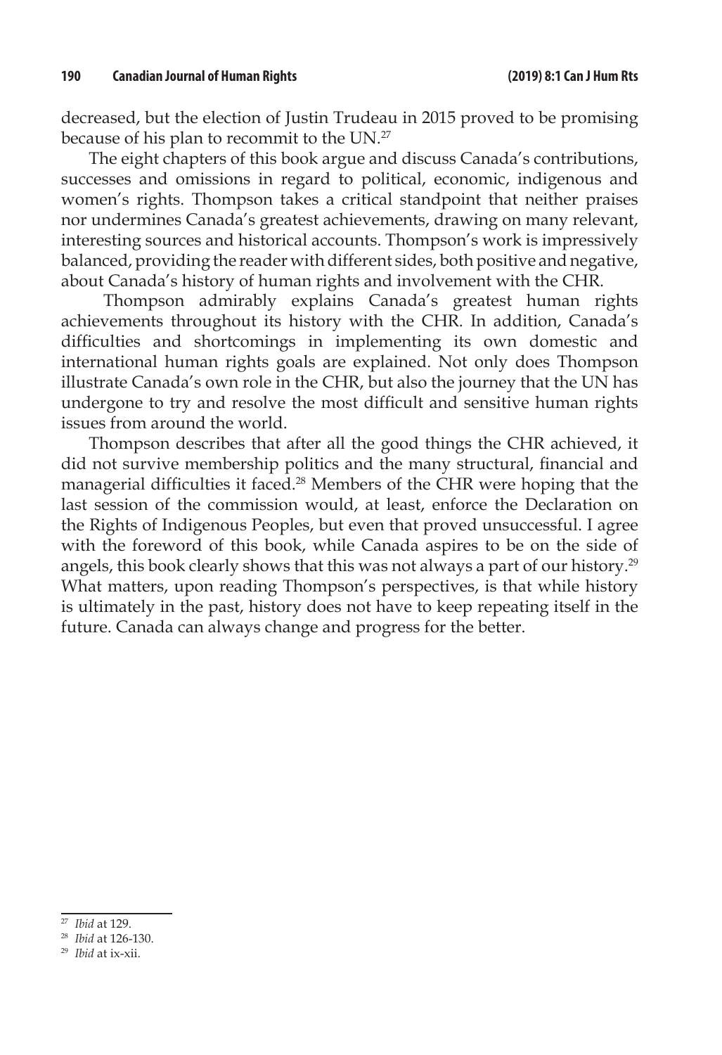decreased, but the election of Justin Trudeau in 2015 proved to be promising because of his plan to recommit to the UN.[27]

The eight chapters of this book argue and discuss Canada's contributions, successes and omissions in regard to political, economic, indigenous and women's rights. Thompson takes a critical standpoint that neither praises nor undermines Canada's greatest achievements, drawing on many relevant, interesting sources and historical accounts. Thompson's work is impressively balanced, providing the reader with different sides, both positive and negative, about Canada's history of human rights and involvement with the CHR.

Thompson admirably explains Canada's greatest human rights achievements throughout its history with the CHR. In addition, Canada's difficulties and shortcomings in implementing its own domestic and international human rights goals are explained. Not only does Thompson illustrate Canada's own role in the CHR, but also the journey that the UN has undergone to try and resolve the most difficult and sensitive human rights issues from around the world.

Thompson describes that after all the good things the CHR achieved, it did not survive membership politics and the many structural, financial and managerial difficulties it faced.[28] Members of the CHR were hoping that the last session of the commission would, at least, enforce the Declaration on the Rights of Indigenous Peoples, but even that proved unsuccessful. I agree with the foreword of this book, while Canada aspires to be on the side of angels, this book clearly shows that this was not always a part of our history.[29] What matters, upon reading Thompson's perspectives, is that while history is ultimately in the past, history does not have to keep repeating itself in the future. Canada can always change and progress for the better.

---

[27] *Ibid* at 129.

[28] *Ibid* at 126-130.

[29] *Ibid* at ix-xii.